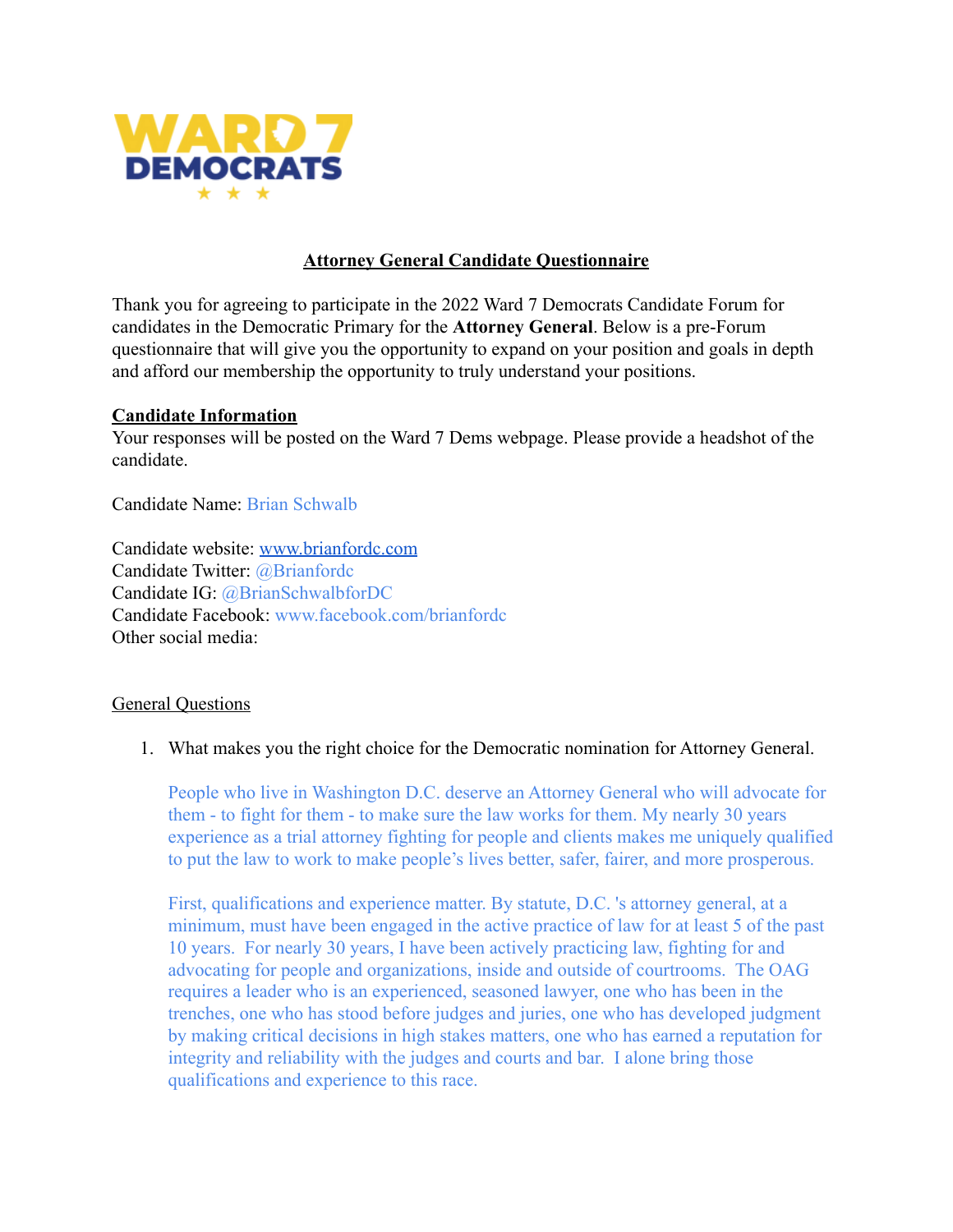WARD 7 DEMOCRATS

# Attorney General Candidate Questionnaire

Thank you for agreeing to participate in the 2022 Ward 7 Democrats Candidate Forum for candidates in the Democratic Primary for the **Attorney General**. Below is a pre-Forum questionnaire that will give you the opportunity to expand on your position and goals in depth and afford our membership the opportunity to truly understand your positions.

## Candidate Information

Your responses will be posted on the Ward 7 Dems webpage. Please provide a headshot of the candidate.

Candidate Name: Brian Schwalb

Candidate website: www.brianfordc.com
Candidate Twitter: @Brianfordc
Candidate IG: @BrianSchwalbforDC
Candidate Facebook: www.facebook.com/brianfordc
Other social media:

## General Questions

1. What makes you the right choice for the Democratic nomination for Attorney General.

   People who live in Washington D.C. deserve an Attorney General who will advocate for them - to fight for them - to make sure the law works for them. My nearly 30 years experience as a trial attorney fighting for people and clients makes me uniquely qualified to put the law to work to make people's lives better, safer, fairer, and more prosperous.

   First, qualifications and experience matter. By statute, D.C. 's attorney general, at a minimum, must have been engaged in the active practice of law for at least 5 of the past 10 years. For nearly 30 years, I have been actively practicing law, fighting for and advocating for people and organizations, inside and outside of courtrooms. The OAG requires a leader who is an experienced, seasoned lawyer, one who has been in the trenches, one who has stood before judges and juries, one who has developed judgment by making critical decisions in high stakes matters, one who has earned a reputation for integrity and reliability with the judges and courts and bar. I alone bring those qualifications and experience to this race.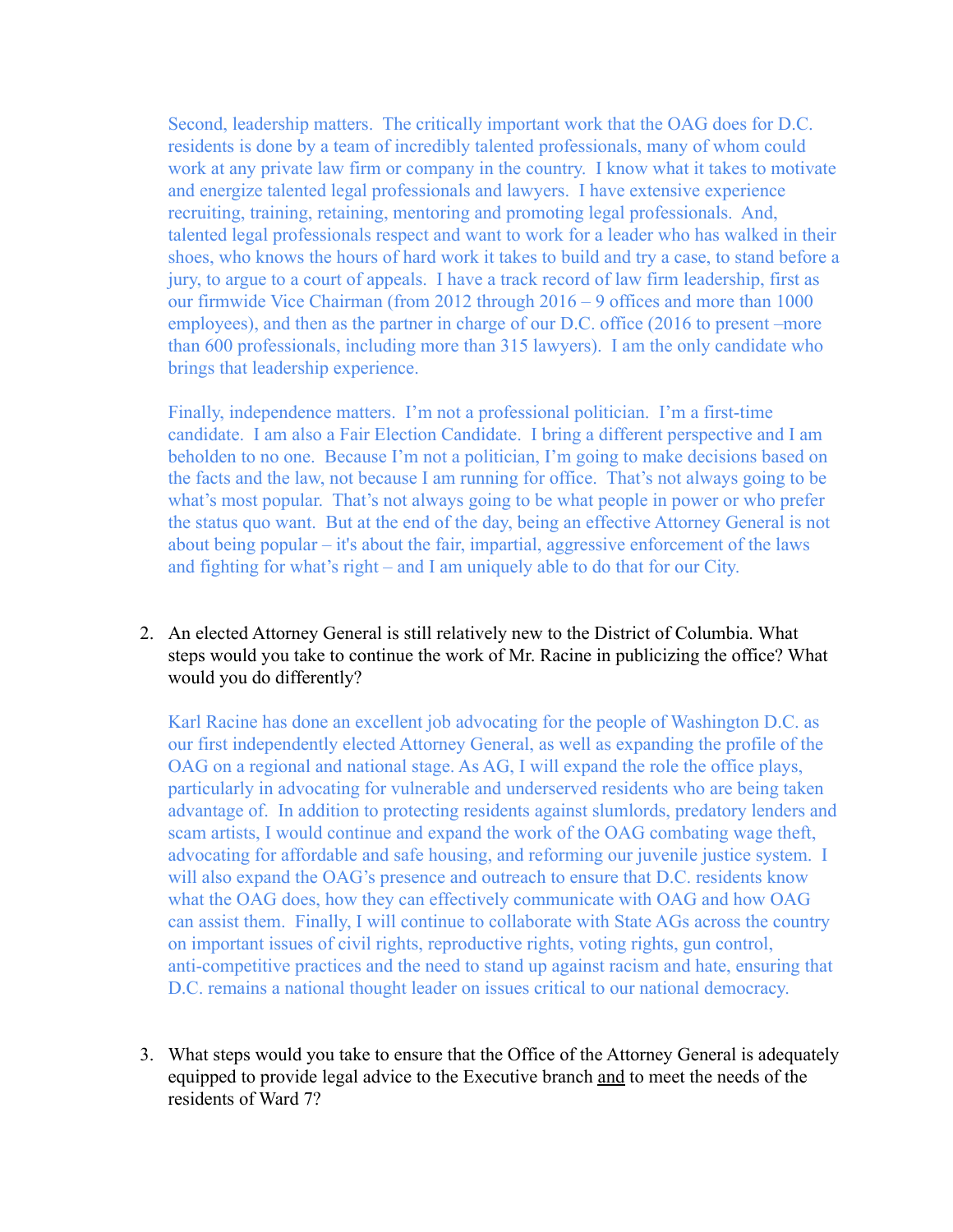Second, leadership matters. The critically important work that the OAG does for D.C. residents is done by a team of incredibly talented professionals, many of whom could work at any private law firm or company in the country. I know what it takes to motivate and energize talented legal professionals and lawyers. I have extensive experience recruiting, training, retaining, mentoring and promoting legal professionals. And, talented legal professionals respect and want to work for a leader who has walked in their shoes, who knows the hours of hard work it takes to build and try a case, to stand before a jury, to argue to a court of appeals. I have a track record of law firm leadership, first as our firmwide Vice Chairman (from 2012 through 2016 – 9 offices and more than 1000 employees), and then as the partner in charge of our D.C. office (2016 to present –more than 600 professionals, including more than 315 lawyers). I am the only candidate who brings that leadership experience.

Finally, independence matters. I'm not a professional politician. I'm a first-time candidate. I am also a Fair Election Candidate. I bring a different perspective and I am beholden to no one. Because I'm not a politician, I'm going to make decisions based on the facts and the law, not because I am running for office. That's not always going to be what's most popular. That's not always going to be what people in power or who prefer the status quo want. But at the end of the day, being an effective Attorney General is not about being popular – it's about the fair, impartial, aggressive enforcement of the laws and fighting for what's right – and I am uniquely able to do that for our City.

2. An elected Attorney General is still relatively new to the District of Columbia. What steps would you take to continue the work of Mr. Racine in publicizing the office? What would you do differently?

   Karl Racine has done an excellent job advocating for the people of Washington D.C. as our first independently elected Attorney General, as well as expanding the profile of the OAG on a regional and national stage. As AG, I will expand the role the office plays, particularly in advocating for vulnerable and underserved residents who are being taken advantage of. In addition to protecting residents against slumlords, predatory lenders and scam artists, I would continue and expand the work of the OAG combating wage theft, advocating for affordable and safe housing, and reforming our juvenile justice system. I will also expand the OAG's presence and outreach to ensure that D.C. residents know what the OAG does, how they can effectively communicate with OAG and how OAG can assist them. Finally, I will continue to collaborate with State AGs across the country on important issues of civil rights, reproductive rights, voting rights, gun control, anti-competitive practices and the need to stand up against racism and hate, ensuring that D.C. remains a national thought leader on issues critical to our national democracy.

3. What steps would you take to ensure that the Office of the Attorney General is adequately equipped to provide legal advice to the Executive branch <u>and</u> to meet the needs of the residents of Ward 7?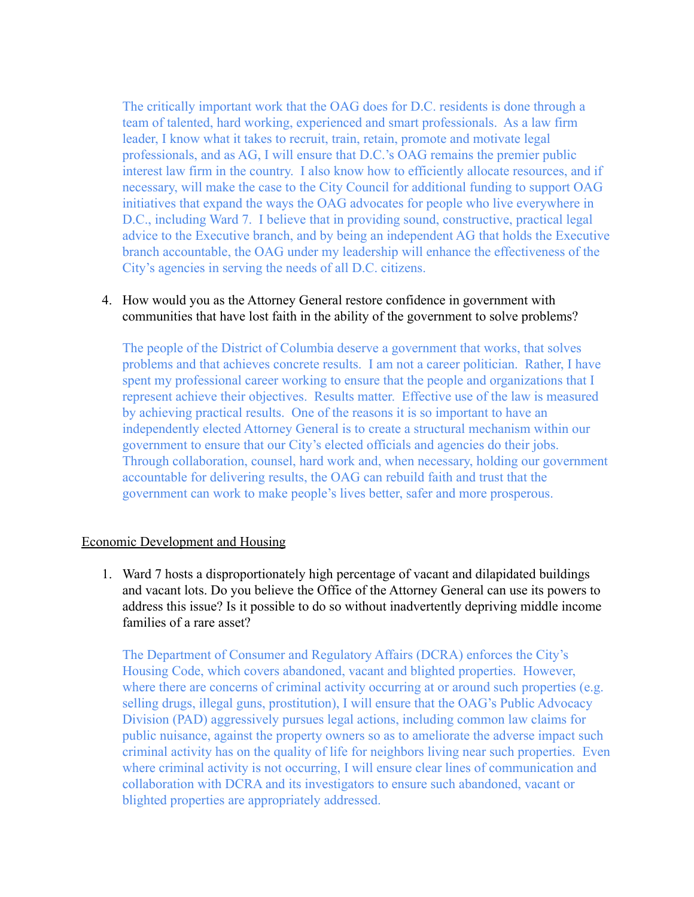The critically important work that the OAG does for D.C. residents is done through a team of talented, hard working, experienced and smart professionals. As a law firm leader, I know what it takes to recruit, train, retain, promote and motivate legal professionals, and as AG, I will ensure that D.C.'s OAG remains the premier public interest law firm in the country. I also know how to efficiently allocate resources, and if necessary, will make the case to the City Council for additional funding to support OAG initiatives that expand the ways the OAG advocates for people who live everywhere in D.C., including Ward 7. I believe that in providing sound, constructive, practical legal advice to the Executive branch, and by being an independent AG that holds the Executive branch accountable, the OAG under my leadership will enhance the effectiveness of the City's agencies in serving the needs of all D.C. citizens.

4. How would you as the Attorney General restore confidence in government with communities that have lost faith in the ability of the government to solve problems?

   The people of the District of Columbia deserve a government that works, that solves problems and that achieves concrete results. I am not a career politician. Rather, I have spent my professional career working to ensure that the people and organizations that I represent achieve their objectives. Results matter. Effective use of the law is measured by achieving practical results. One of the reasons it is so important to have an independently elected Attorney General is to create a structural mechanism within our government to ensure that our City's elected officials and agencies do their jobs. Through collaboration, counsel, hard work and, when necessary, holding our government accountable for delivering results, the OAG can rebuild faith and trust that the government can work to make people's lives better, safer and more prosperous.

<u>Economic Development and Housing</u>

1. Ward 7 hosts a disproportionately high percentage of vacant and dilapidated buildings and vacant lots. Do you believe the Office of the Attorney General can use its powers to address this issue? Is it possible to do so without inadvertently depriving middle income families of a rare asset?

   The Department of Consumer and Regulatory Affairs (DCRA) enforces the City's Housing Code, which covers abandoned, vacant and blighted properties. However, where there are concerns of criminal activity occurring at or around such properties (e.g. selling drugs, illegal guns, prostitution), I will ensure that the OAG's Public Advocacy Division (PAD) aggressively pursues legal actions, including common law claims for public nuisance, against the property owners so as to ameliorate the adverse impact such criminal activity has on the quality of life for neighbors living near such properties. Even where criminal activity is not occurring, I will ensure clear lines of communication and collaboration with DCRA and its investigators to ensure such abandoned, vacant or blighted properties are appropriately addressed.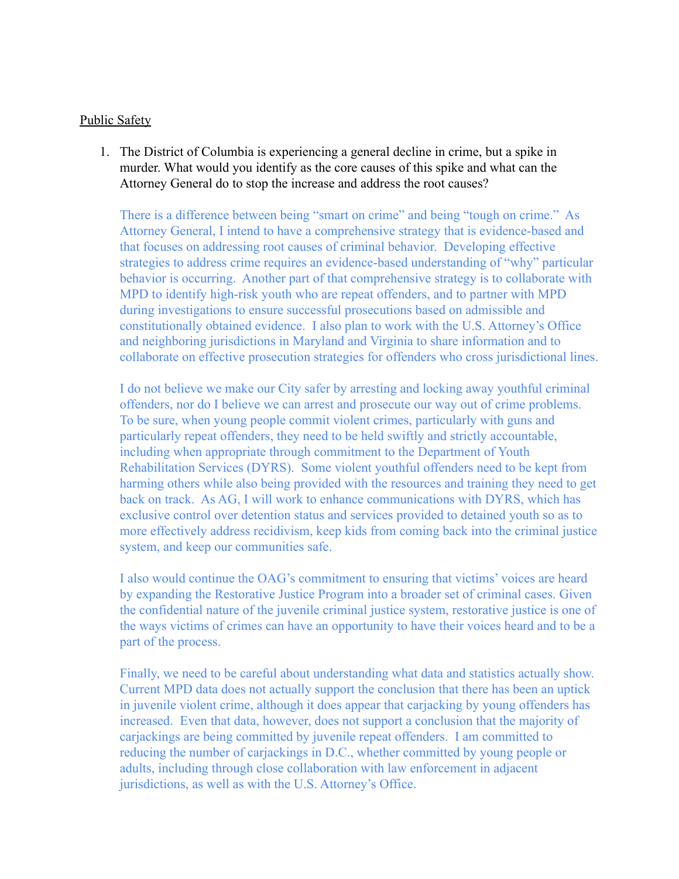<u>Public Safety</u>

1. The District of Columbia is experiencing a general decline in crime, but a spike in murder. What would you identify as the core causes of this spike and what can the Attorney General do to stop the increase and address the root causes?

   There is a difference between being "smart on crime" and being "tough on crime." As Attorney General, I intend to have a comprehensive strategy that is evidence-based and that focuses on addressing root causes of criminal behavior. Developing effective strategies to address crime requires an evidence-based understanding of "why" particular behavior is occurring. Another part of that comprehensive strategy is to collaborate with MPD to identify high-risk youth who are repeat offenders, and to partner with MPD during investigations to ensure successful prosecutions based on admissible and constitutionally obtained evidence. I also plan to work with the U.S. Attorney's Office and neighboring jurisdictions in Maryland and Virginia to share information and to collaborate on effective prosecution strategies for offenders who cross jurisdictional lines.

   I do not believe we make our City safer by arresting and locking away youthful criminal offenders, nor do I believe we can arrest and prosecute our way out of crime problems. To be sure, when young people commit violent crimes, particularly with guns and particularly repeat offenders, they need to be held swiftly and strictly accountable, including when appropriate through commitment to the Department of Youth Rehabilitation Services (DYRS). Some violent youthful offenders need to be kept from harming others while also being provided with the resources and training they need to get back on track. As AG, I will work to enhance communications with DYRS, which has exclusive control over detention status and services provided to detained youth so as to more effectively address recidivism, keep kids from coming back into the criminal justice system, and keep our communities safe.

   I also would continue the OAG's commitment to ensuring that victims' voices are heard by expanding the Restorative Justice Program into a broader set of criminal cases. Given the confidential nature of the juvenile criminal justice system, restorative justice is one of the ways victims of crimes can have an opportunity to have their voices heard and to be a part of the process.

   Finally, we need to be careful about understanding what data and statistics actually show. Current MPD data does not actually support the conclusion that there has been an uptick in juvenile violent crime, although it does appear that carjacking by young offenders has increased. Even that data, however, does not support a conclusion that the majority of carjackings are being committed by juvenile repeat offenders. I am committed to reducing the number of carjackings in D.C., whether committed by young people or adults, including through close collaboration with law enforcement in adjacent jurisdictions, as well as with the U.S. Attorney's Office.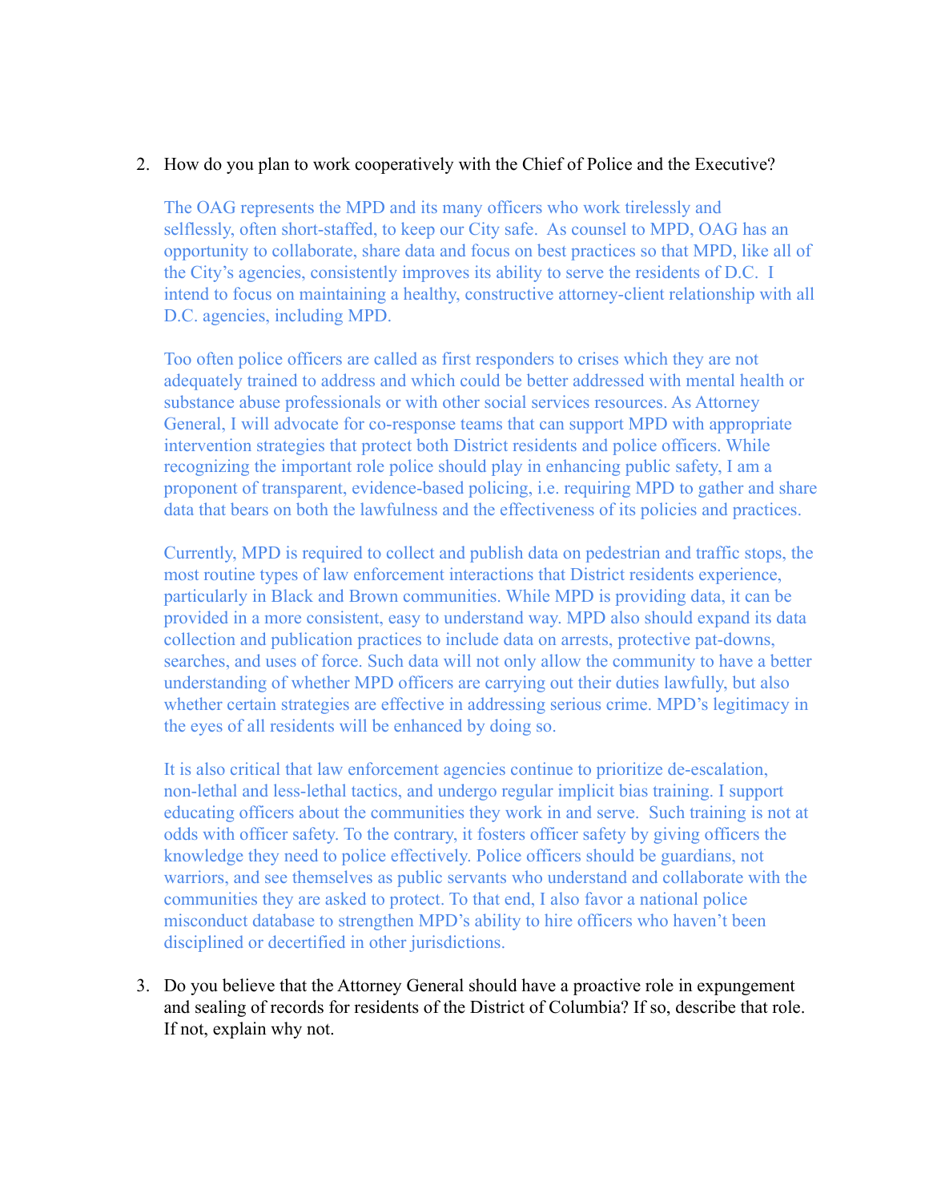2. How do you plan to work cooperatively with the Chief of Police and the Executive?

   The OAG represents the MPD and its many officers who work tirelessly and selflessly, often short-staffed, to keep our City safe. As counsel to MPD, OAG has an opportunity to collaborate, share data and focus on best practices so that MPD, like all of the City's agencies, consistently improves its ability to serve the residents of D.C. I intend to focus on maintaining a healthy, constructive attorney-client relationship with all D.C. agencies, including MPD.

   Too often police officers are called as first responders to crises which they are not adequately trained to address and which could be better addressed with mental health or substance abuse professionals or with other social services resources. As Attorney General, I will advocate for co-response teams that can support MPD with appropriate intervention strategies that protect both District residents and police officers. While recognizing the important role police should play in enhancing public safety, I am a proponent of transparent, evidence-based policing, i.e. requiring MPD to gather and share data that bears on both the lawfulness and the effectiveness of its policies and practices.

   Currently, MPD is required to collect and publish data on pedestrian and traffic stops, the most routine types of law enforcement interactions that District residents experience, particularly in Black and Brown communities. While MPD is providing data, it can be provided in a more consistent, easy to understand way. MPD also should expand its data collection and publication practices to include data on arrests, protective pat-downs, searches, and uses of force. Such data will not only allow the community to have a better understanding of whether MPD officers are carrying out their duties lawfully, but also whether certain strategies are effective in addressing serious crime. MPD's legitimacy in the eyes of all residents will be enhanced by doing so.

   It is also critical that law enforcement agencies continue to prioritize de-escalation, non-lethal and less-lethal tactics, and undergo regular implicit bias training. I support educating officers about the communities they work in and serve. Such training is not at odds with officer safety. To the contrary, it fosters officer safety by giving officers the knowledge they need to police effectively. Police officers should be guardians, not warriors, and see themselves as public servants who understand and collaborate with the communities they are asked to protect. To that end, I also favor a national police misconduct database to strengthen MPD's ability to hire officers who haven't been disciplined or decertified in other jurisdictions.

3. Do you believe that the Attorney General should have a proactive role in expungement and sealing of records for residents of the District of Columbia? If so, describe that role. If not, explain why not.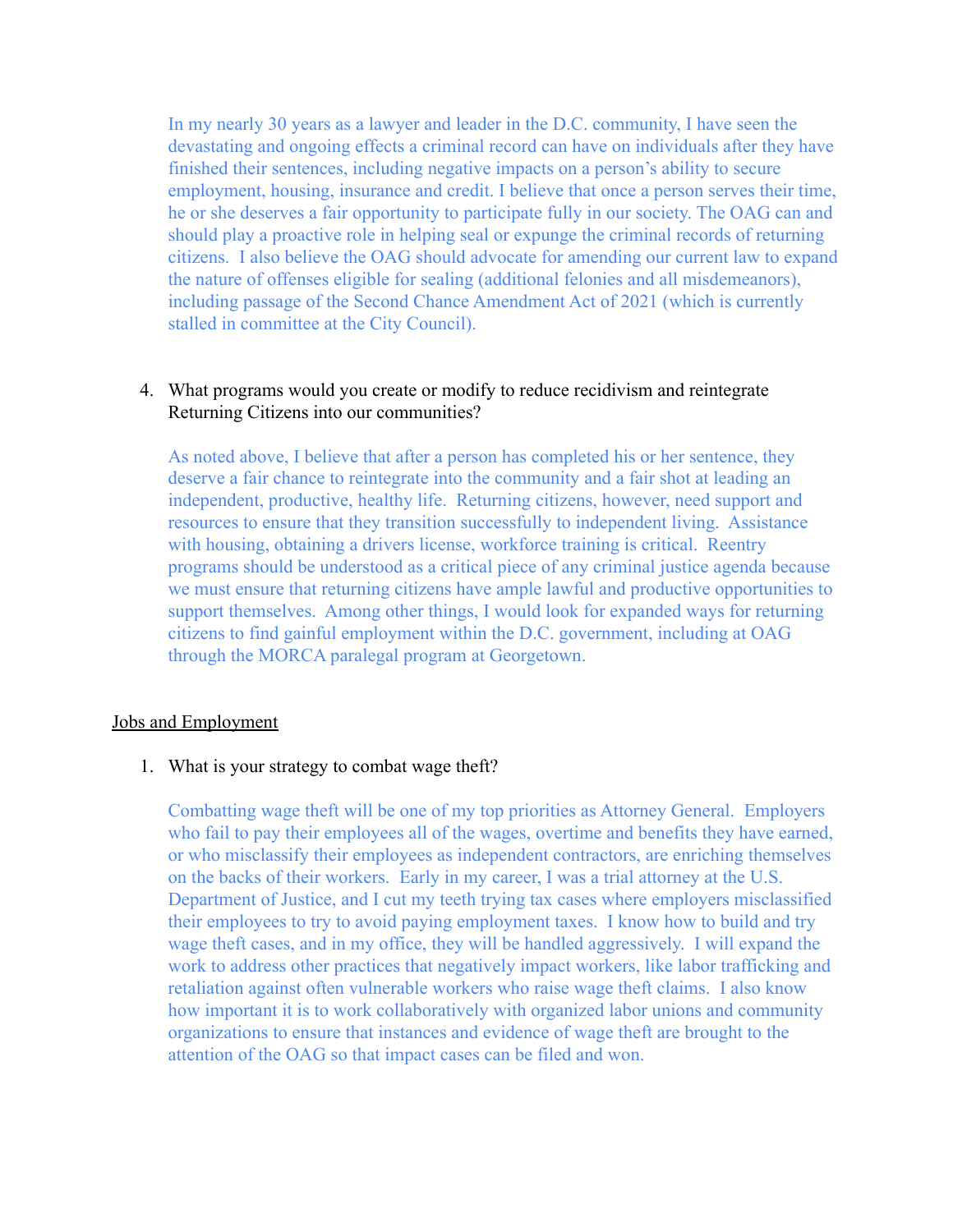In my nearly 30 years as a lawyer and leader in the D.C. community, I have seen the devastating and ongoing effects a criminal record can have on individuals after they have finished their sentences, including negative impacts on a person's ability to secure employment, housing, insurance and credit. I believe that once a person serves their time, he or she deserves a fair opportunity to participate fully in our society. The OAG can and should play a proactive role in helping seal or expunge the criminal records of returning citizens. I also believe the OAG should advocate for amending our current law to expand the nature of offenses eligible for sealing (additional felonies and all misdemeanors), including passage of the Second Chance Amendment Act of 2021 (which is currently stalled in committee at the City Council).

4. What programs would you create or modify to reduce recidivism and reintegrate Returning Citizens into our communities?

   As noted above, I believe that after a person has completed his or her sentence, they deserve a fair chance to reintegrate into the community and a fair shot at leading an independent, productive, healthy life. Returning citizens, however, need support and resources to ensure that they transition successfully to independent living. Assistance with housing, obtaining a drivers license, workforce training is critical. Reentry programs should be understood as a critical piece of any criminal justice agenda because we must ensure that returning citizens have ample lawful and productive opportunities to support themselves. Among other things, I would look for expanded ways for returning citizens to find gainful employment within the D.C. government, including at OAG through the MORCA paralegal program at Georgetown.

## Jobs and Employment

1. What is your strategy to combat wage theft?

   Combatting wage theft will be one of my top priorities as Attorney General. Employers who fail to pay their employees all of the wages, overtime and benefits they have earned, or who misclassify their employees as independent contractors, are enriching themselves on the backs of their workers. Early in my career, I was a trial attorney at the U.S. Department of Justice, and I cut my teeth trying tax cases where employers misclassified their employees to try to avoid paying employment taxes. I know how to build and try wage theft cases, and in my office, they will be handled aggressively. I will expand the work to address other practices that negatively impact workers, like labor trafficking and retaliation against often vulnerable workers who raise wage theft claims. I also know how important it is to work collaboratively with organized labor unions and community organizations to ensure that instances and evidence of wage theft are brought to the attention of the OAG so that impact cases can be filed and won.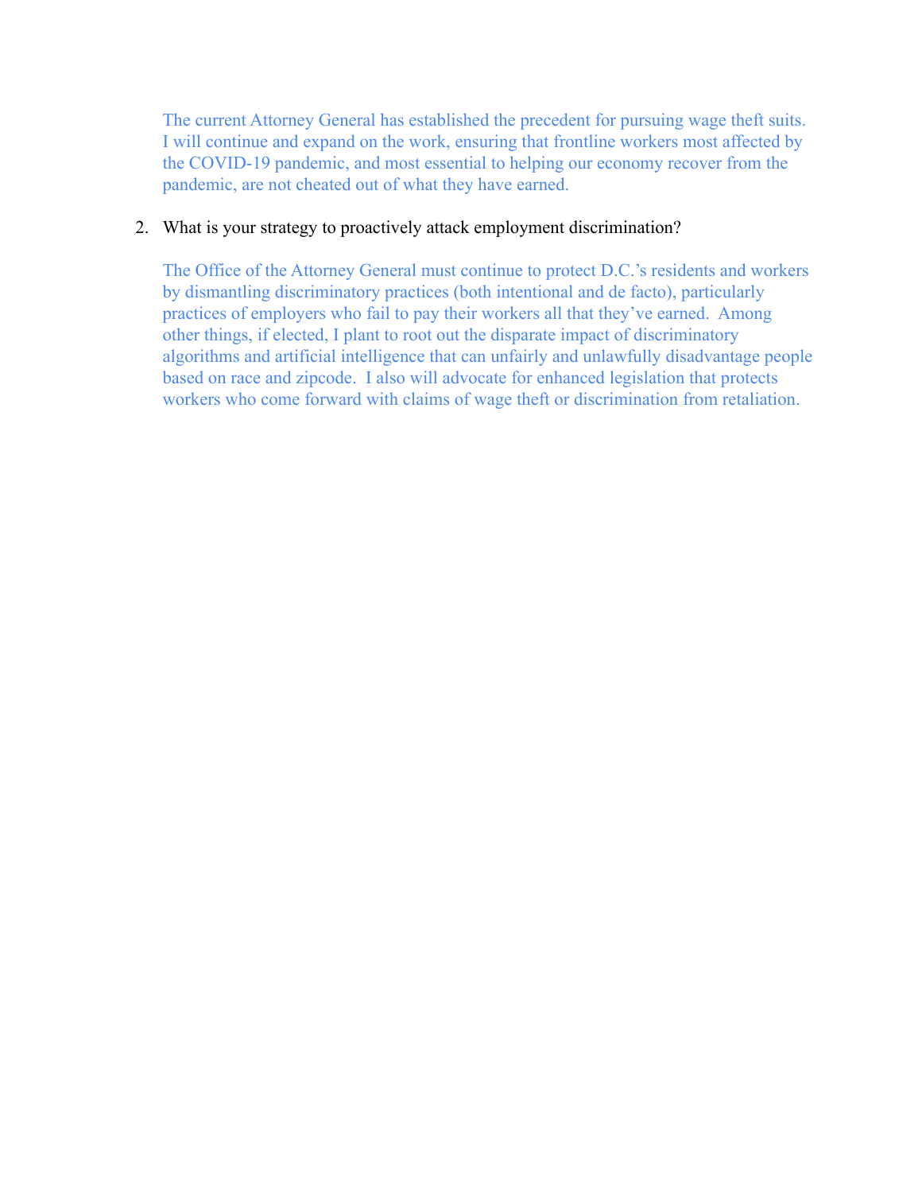The current Attorney General has established the precedent for pursuing wage theft suits. I will continue and expand on the work, ensuring that frontline workers most affected by the COVID-19 pandemic, and most essential to helping our economy recover from the pandemic, are not cheated out of what they have earned.

2. What is your strategy to proactively attack employment discrimination?

   The Office of the Attorney General must continue to protect D.C.'s residents and workers by dismantling discriminatory practices (both intentional and de facto), particularly practices of employers who fail to pay their workers all that they've earned. Among other things, if elected, I plant to root out the disparate impact of discriminatory algorithms and artificial intelligence that can unfairly and unlawfully disadvantage people based on race and zipcode. I also will advocate for enhanced legislation that protects workers who come forward with claims of wage theft or discrimination from retaliation.